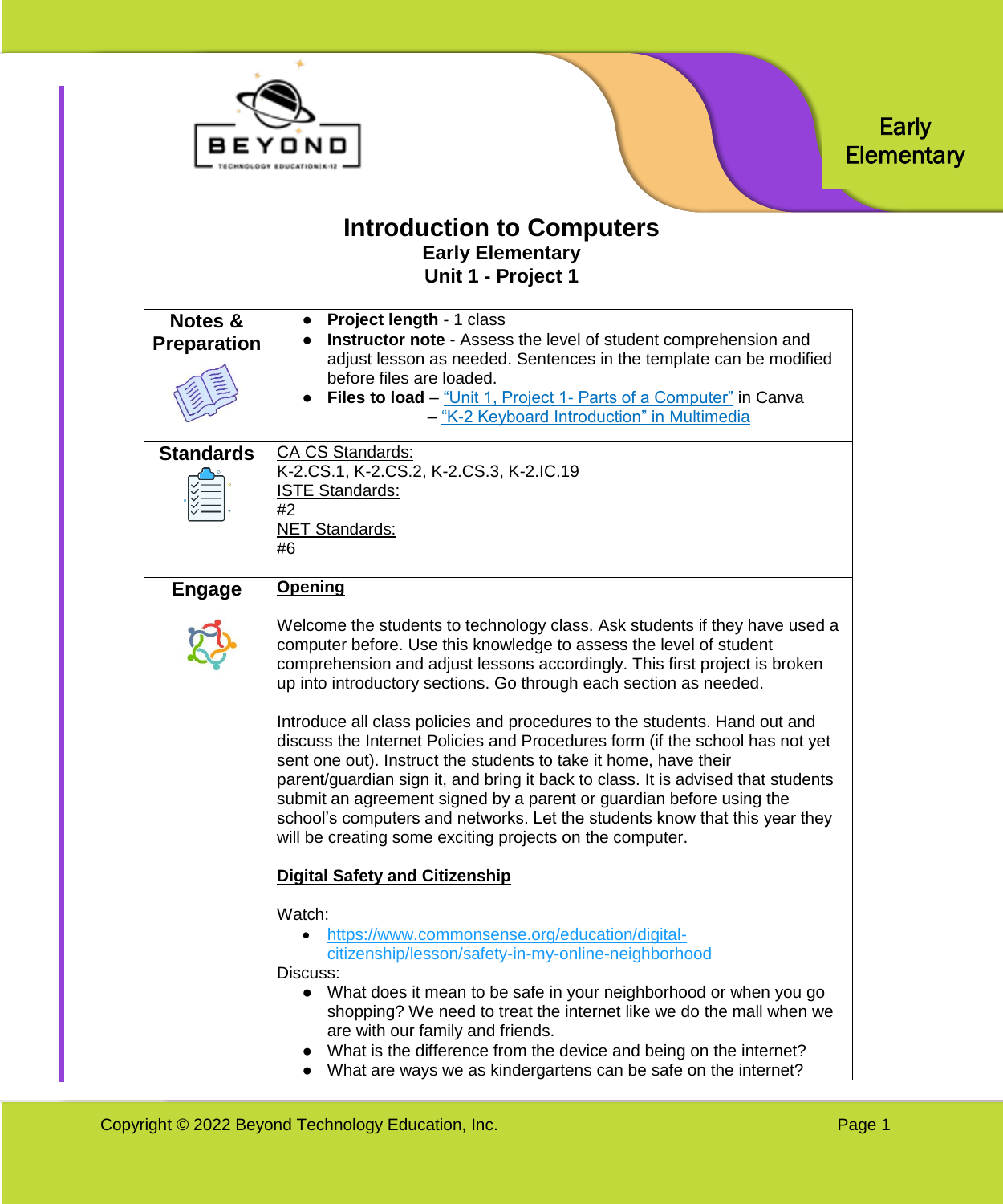Early Elementary

# Introduction to Computers

**Early Elementary**
**Unit 1 - Project 1**

| | |
|---|---|
| **Notes & Preparation** | ● **Project length** - 1 class<br>● **Instructor note** - Assess the level of student comprehension and adjust lesson as needed. Sentences in the template can be modified before files are loaded.<br>● **Files to load** – "Unit 1, Project 1- Parts of a Computer" in Canva<br>– "K-2 Keyboard Introduction" in Multimedia |
| **Standards** | CA CS Standards:<br>K-2.CS.1, K-2.CS.2, K-2.CS.3, K-2.IC.19<br>ISTE Standards:<br>#2<br>NET Standards:<br>#6 |
| **Engage** | **Opening**<br><br>Welcome the students to technology class. Ask students if they have used a computer before. Use this knowledge to assess the level of student comprehension and adjust lessons accordingly. This first project is broken up into introductory sections. Go through each section as needed.<br><br>Introduce all class policies and procedures to the students. Hand out and discuss the Internet Policies and Procedures form (if the school has not yet sent one out). Instruct the students to take it home, have their parent/guardian sign it, and bring it back to class. It is advised that students submit an agreement signed by a parent or guardian before using the school's computers and networks. Let the students know that this year they will be creating some exciting projects on the computer.<br><br>**Digital Safety and Citizenship**<br><br>Watch:<br>● https://www.commonsense.org/education/digital-citizenship/lesson/safety-in-my-online-neighborhood<br>Discuss:<br>● What does it mean to be safe in your neighborhood or when you go shopping? We need to treat the internet like we do the mall when we are with our family and friends.<br>● What is the difference from the device and being on the internet?<br>● What are ways we as kindergartens can be safe on the internet? |

Copyright © 2022 Beyond Technology Education, Inc.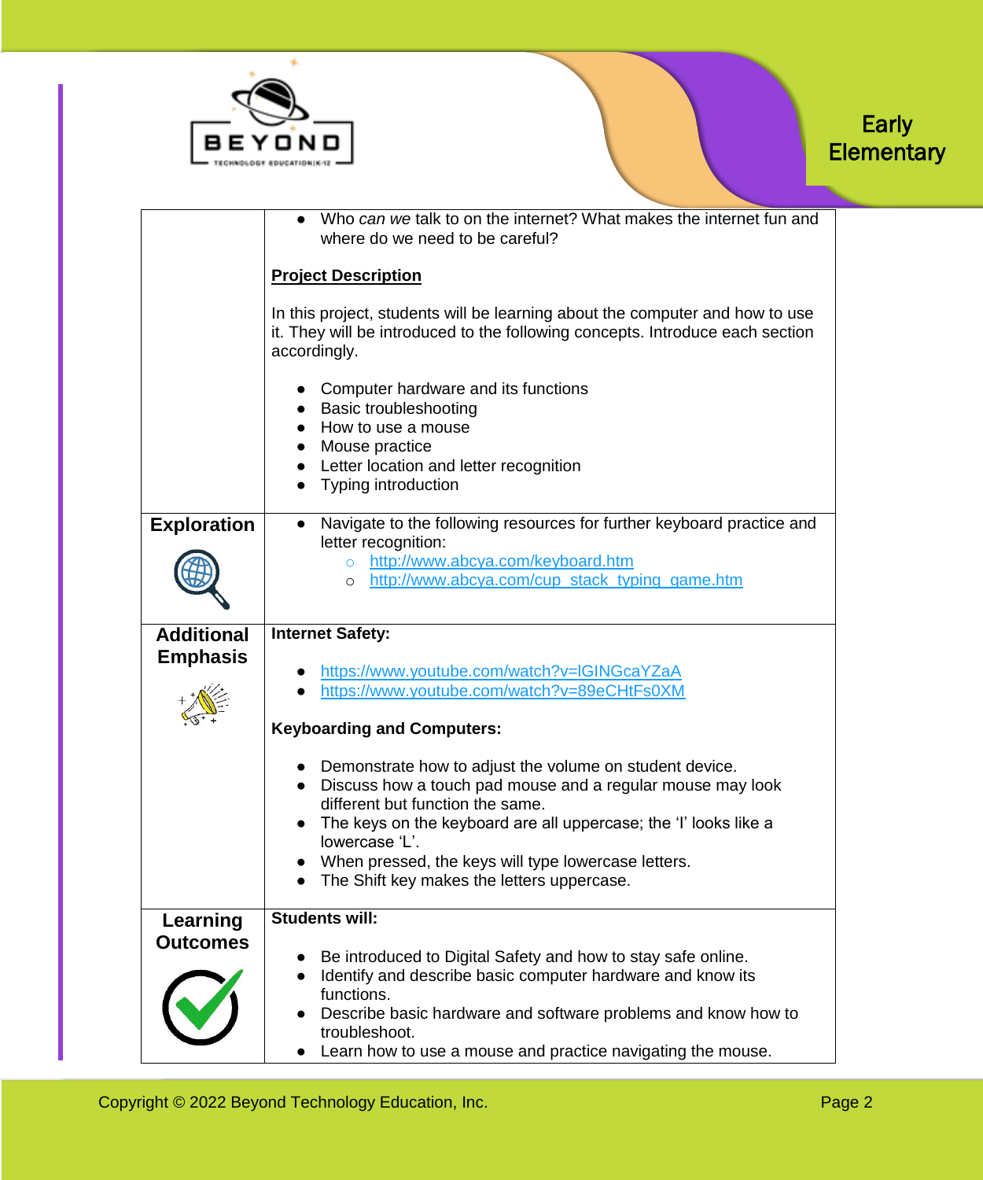| | |
|---|---|
| | • Who *can we* talk to on the internet? What makes the internet fun and where do we need to be careful?<br><br>**Project Description**<br><br>In this project, students will be learning about the computer and how to use it. They will be introduced to the following concepts. Introduce each section accordingly.<br><br>• Computer hardware and its functions<br>• Basic troubleshooting<br>• How to use a mouse<br>• Mouse practice<br>• Letter location and letter recognition<br>• Typing introduction |
| **Exploration** | • Navigate to the following resources for further keyboard practice and letter recognition:<br>  ○ http://www.abcya.com/keyboard.htm<br>  ○ http://www.abcya.com/cup_stack_typing_game.htm |
| **Additional Emphasis** | **Internet Safety:**<br><br>• https://www.youtube.com/watch?v=lGINGcaYZaA<br>• https://www.youtube.com/watch?v=89eCHtFs0XM<br><br>**Keyboarding and Computers:**<br><br>• Demonstrate how to adjust the volume on student device.<br>• Discuss how a touch pad mouse and a regular mouse may look different but function the same.<br>• The keys on the keyboard are all uppercase; the 'l' looks like a lowercase 'L'.<br>• When pressed, the keys will type lowercase letters.<br>• The Shift key makes the letters uppercase. |
| **Learning Outcomes** | **Students will:**<br><br>• Be introduced to Digital Safety and how to stay safe online.<br>• Identify and describe basic computer hardware and know its functions.<br>• Describe basic hardware and software problems and know how to troubleshoot.<br>• Learn how to use a mouse and practice navigating the mouse. |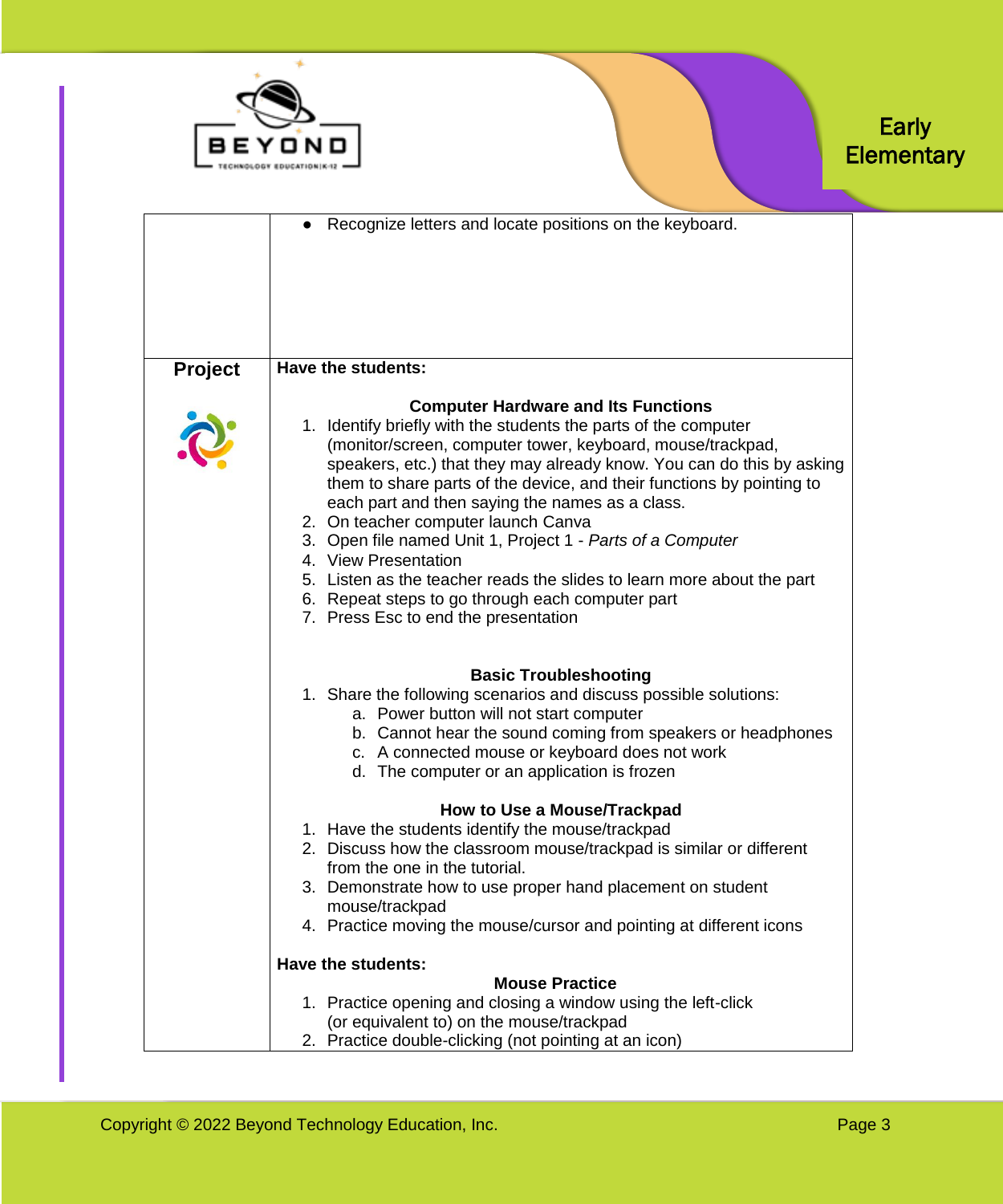| | |
|---|---|
| | ● Recognize letters and locate positions on the keyboard. |
| **Project** | **Have the students:**<br><br>**Computer Hardware and Its Functions**<br>1. Identify briefly with the students the parts of the computer (monitor/screen, computer tower, keyboard, mouse/trackpad, speakers, etc.) that they may already know. You can do this by asking them to share parts of the device, and their functions by pointing to each part and then saying the names as a class.<br>2. On teacher computer launch Canva<br>3. Open file named Unit 1, Project 1 - *Parts of a Computer*<br>4. View Presentation<br>5. Listen as the teacher reads the slides to learn more about the part<br>6. Repeat steps to go through each computer part<br>7. Press Esc to end the presentation<br><br>**Basic Troubleshooting**<br>1. Share the following scenarios and discuss possible solutions:<br>a. Power button will not start computer<br>b. Cannot hear the sound coming from speakers or headphones<br>c. A connected mouse or keyboard does not work<br>d. The computer or an application is frozen<br><br>**How to Use a Mouse/Trackpad**<br>1. Have the students identify the mouse/trackpad<br>2. Discuss how the classroom mouse/trackpad is similar or different from the one in the tutorial.<br>3. Demonstrate how to use proper hand placement on student mouse/trackpad<br>4. Practice moving the mouse/cursor and pointing at different icons<br><br>**Have the students:**<br>**Mouse Practice**<br>1. Practice opening and closing a window using the left-click (or equivalent to) on the mouse/trackpad<br>2. Practice double-clicking (not pointing at an icon) |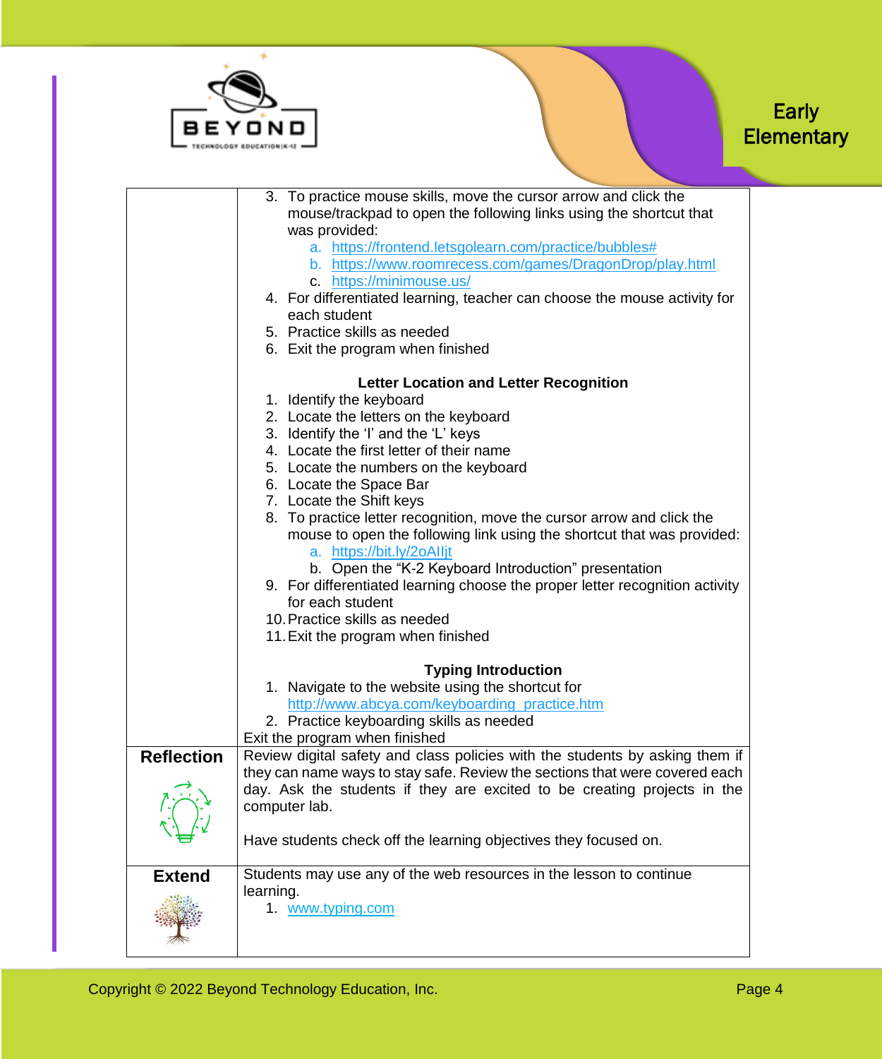| | |
|---|---|
| | 3. To practice mouse skills, move the cursor arrow and click the mouse/trackpad to open the following links using the shortcut that was provided:<br>a. https://frontend.letsgolearn.com/practice/bubbles#<br>b. https://www.roomrecess.com/games/DragonDrop/play.html<br>c. https://minimouse.us/<br>4. For differentiated learning, teacher can choose the mouse activity for each student<br>5. Practice skills as needed<br>6. Exit the program when finished<br><br>**Letter Location and Letter Recognition**<br>1. Identify the keyboard<br>2. Locate the letters on the keyboard<br>3. Identify the 'l' and the 'L' keys<br>4. Locate the first letter of their name<br>5. Locate the numbers on the keyboard<br>6. Locate the Space Bar<br>7. Locate the Shift keys<br>8. To practice letter recognition, move the cursor arrow and click the mouse to open the following link using the shortcut that was provided:<br>a. https://bit.ly/2oAIljt<br>b. Open the "K-2 Keyboard Introduction" presentation<br>9. For differentiated learning choose the proper letter recognition activity for each student<br>10. Practice skills as needed<br>11. Exit the program when finished<br><br>**Typing Introduction**<br>1. Navigate to the website using the shortcut for http://www.abcya.com/keyboarding_practice.htm<br>2. Practice keyboarding skills as needed<br>Exit the program when finished |
| **Reflection** | Review digital safety and class policies with the students by asking them if they can name ways to stay safe. Review the sections that were covered each day. Ask the students if they are excited to be creating projects in the computer lab.<br><br>Have students check off the learning objectives they focused on. |
| **Extend** | Students may use any of the web resources in the lesson to continue learning.<br>1. www.typing.com |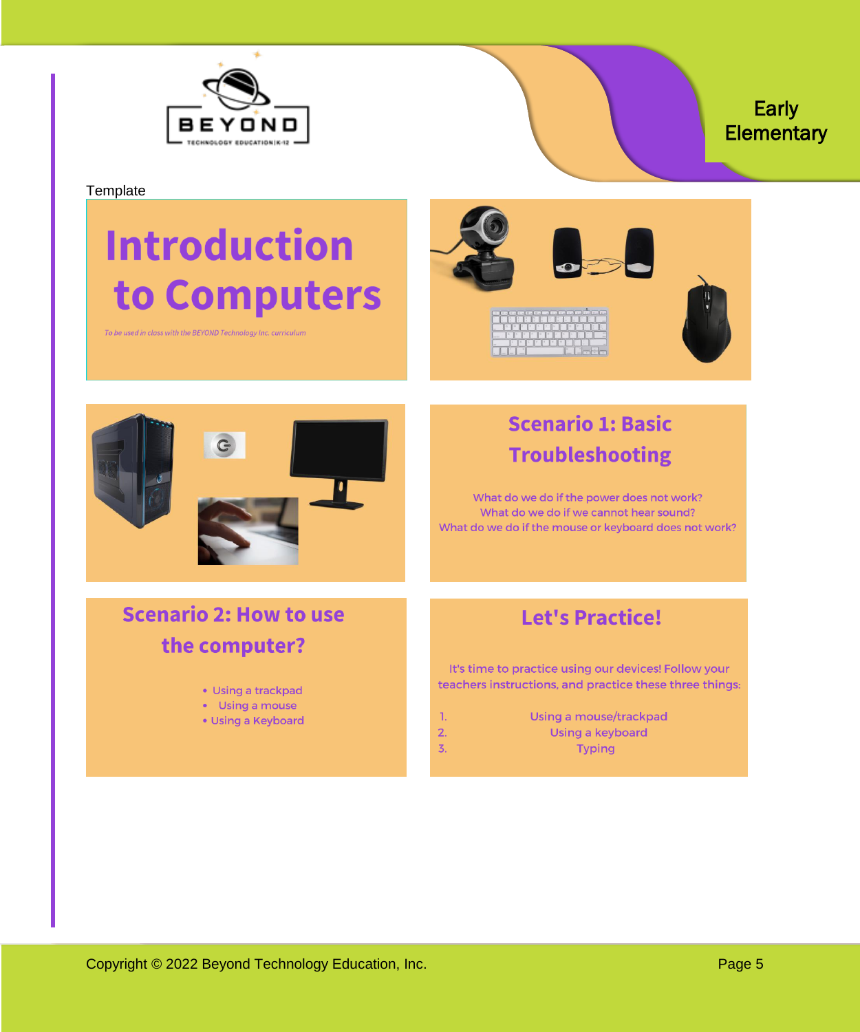Template

# Introduction to Computers

*To be used in class with the BEYOND Technology Inc. curriculum*

## Scenario 1: Basic Troubleshooting

What do we do if the power does not work?
What do we do if we cannot hear sound?
What do we do if the mouse or keyboard does not work?

## Scenario 2: How to use the computer?

- Using a trackpad
- Using a mouse
- Using a Keyboard

## Let's Practice!

It's time to practice using our devices! Follow your teachers instructions, and practice these three things:

1. Using a mouse/trackpad
2. Using a keyboard
3. Typing

Copyright © 2022 Beyond Technology Education, Inc.